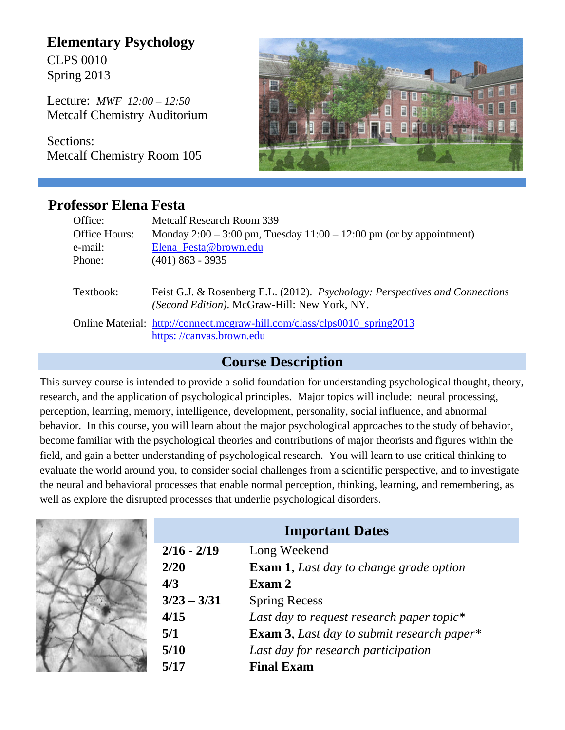# Elementary Psychology

CLPS 0010
Spring 2013

Lecture: *MWF 12:00 – 12:50*
Metcalf Chemistry Auditorium

Sections:
Metcalf Chemistry Room 105

## Professor Elena Festa

| | |
|---|---|
| Office: | Metcalf Research Room 339 |
| Office Hours: | Monday 2:00 – 3:00 pm, Tuesday 11:00 – 12:00 pm (or by appointment) |
| e-mail: | Elena_Festa@brown.edu |
| Phone: | (401) 863 - 3935 |
| Textbook: | Feist G.J. & Rosenberg E.L. (2012). *Psychology: Perspectives and Connections (Second Edition)*. McGraw-Hill: New York, NY. |
| Online Material: | http://connect.mcgraw-hill.com/class/clps0010_spring2013<br>https: //canvas.brown.edu |

## Course Description

This survey course is intended to provide a solid foundation for understanding psychological thought, theory, research, and the application of psychological principles. Major topics will include: neural processing, perception, learning, memory, intelligence, development, personality, social influence, and abnormal behavior. In this course, you will learn about the major psychological approaches to the study of behavior, become familiar with the psychological theories and contributions of major theorists and figures within the field, and gain a better understanding of psychological research. You will learn to use critical thinking to evaluate the world around you, to consider social challenges from a scientific perspective, and to investigate the neural and behavioral processes that enable normal perception, thinking, learning, and remembering, as well as explore the disrupted processes that underlie psychological disorders.

## Important Dates

| | |
|---|---|
| **2/16 - 2/19** | Long Weekend |
| **2/20** | **Exam 1**, *Last day to change grade option* |
| **4/3** | **Exam 2** |
| **3/23 – 3/31** | Spring Recess |
| **4/15** | *Last day to request research paper topic** |
| **5/1** | **Exam 3**, *Last day to submit research paper** |
| **5/10** | *Last day for research participation* |
| **5/17** | **Final Exam** |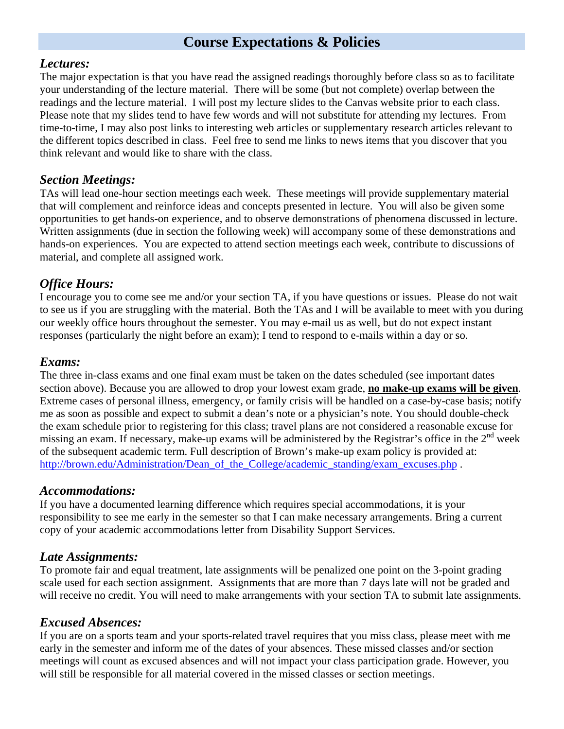## Course Expectations & Policies

### *Lectures:*

The major expectation is that you have read the assigned readings thoroughly before class so as to facilitate your understanding of the lecture material. There will be some (but not complete) overlap between the readings and the lecture material. I will post my lecture slides to the Canvas website prior to each class. Please note that my slides tend to have few words and will not substitute for attending my lectures. From time-to-time, I may also post links to interesting web articles or supplementary research articles relevant to the different topics described in class. Feel free to send me links to news items that you discover that you think relevant and would like to share with the class.

### *Section Meetings:*

TAs will lead one-hour section meetings each week. These meetings will provide supplementary material that will complement and reinforce ideas and concepts presented in lecture. You will also be given some opportunities to get hands-on experience, and to observe demonstrations of phenomena discussed in lecture. Written assignments (due in section the following week) will accompany some of these demonstrations and hands-on experiences. You are expected to attend section meetings each week, contribute to discussions of material, and complete all assigned work.

### *Office Hours:*

I encourage you to come see me and/or your section TA, if you have questions or issues. Please do not wait to see us if you are struggling with the material. Both the TAs and I will be available to meet with you during our weekly office hours throughout the semester. You may e-mail us as well, but do not expect instant responses (particularly the night before an exam); I tend to respond to e-mails within a day or so.

### *Exams:*

The three in-class exams and one final exam must be taken on the dates scheduled (see important dates section above). Because you are allowed to drop your lowest exam grade, **<u>no make-up exams will be given</u>**. Extreme cases of personal illness, emergency, or family crisis will be handled on a case-by-case basis; notify me as soon as possible and expect to submit a dean's note or a physician's note. You should double-check the exam schedule prior to registering for this class; travel plans are not considered a reasonable excuse for missing an exam. If necessary, make-up exams will be administered by the Registrar's office in the 2nd week of the subsequent academic term. Full description of Brown's make-up exam policy is provided at: http://brown.edu/Administration/Dean_of_the_College/academic_standing/exam_excuses.php .

### *Accommodations:*

If you have a documented learning difference which requires special accommodations, it is your responsibility to see me early in the semester so that I can make necessary arrangements. Bring a current copy of your academic accommodations letter from Disability Support Services.

### *Late Assignments:*

To promote fair and equal treatment, late assignments will be penalized one point on the 3-point grading scale used for each section assignment. Assignments that are more than 7 days late will not be graded and will receive no credit. You will need to make arrangements with your section TA to submit late assignments.

### *Excused Absences:*

If you are on a sports team and your sports-related travel requires that you miss class, please meet with me early in the semester and inform me of the dates of your absences. These missed classes and/or section meetings will count as excused absences and will not impact your class participation grade. However, you will still be responsible for all material covered in the missed classes or section meetings.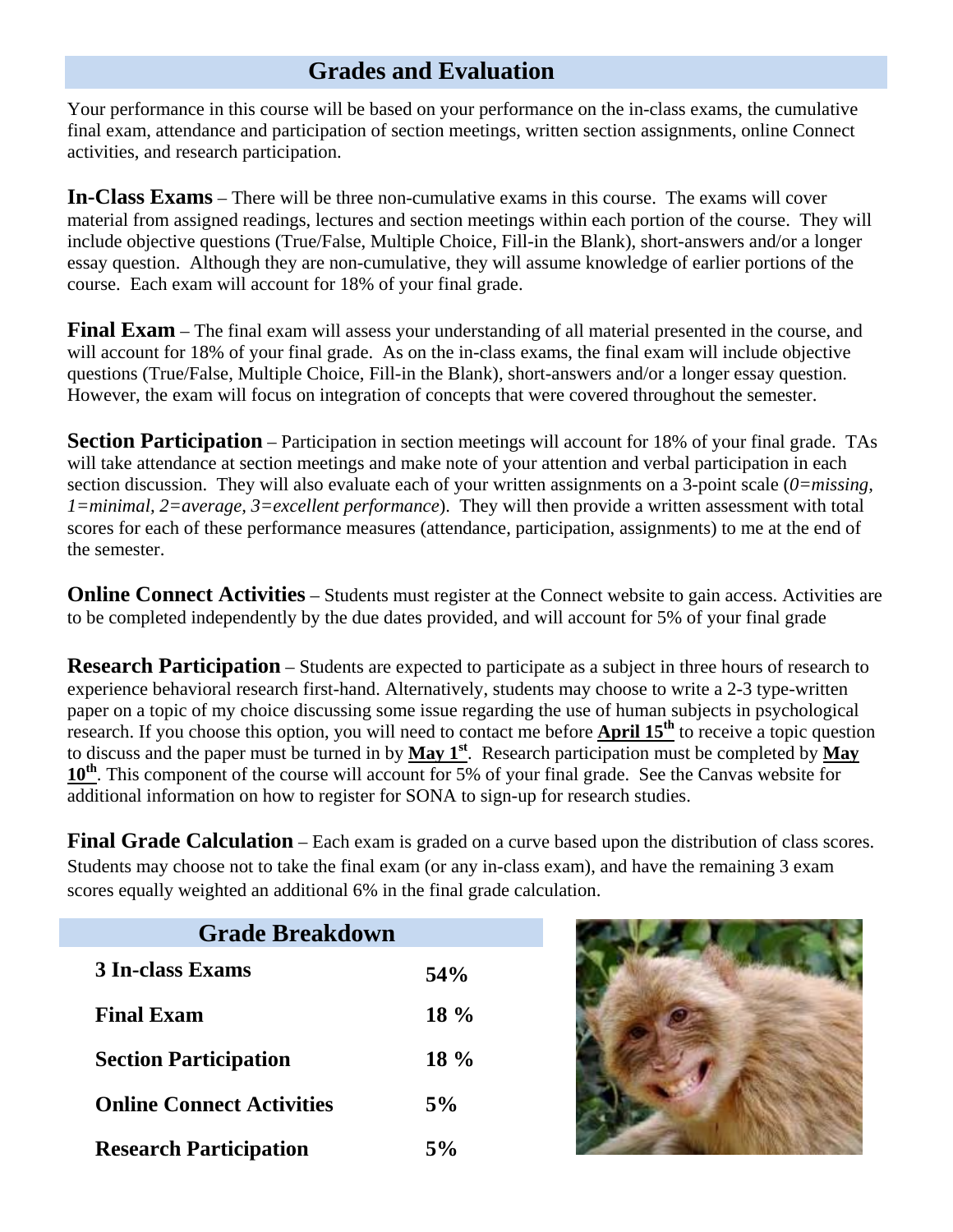## Grades and Evaluation

Your performance in this course will be based on your performance on the in-class exams, the cumulative final exam, attendance and participation of section meetings, written section assignments, online Connect activities, and research participation.

**In-Class Exams** – There will be three non-cumulative exams in this course. The exams will cover material from assigned readings, lectures and section meetings within each portion of the course. They will include objective questions (True/False, Multiple Choice, Fill-in the Blank), short-answers and/or a longer essay question. Although they are non-cumulative, they will assume knowledge of earlier portions of the course. Each exam will account for 18% of your final grade.

**Final Exam** – The final exam will assess your understanding of all material presented in the course, and will account for 18% of your final grade. As on the in-class exams, the final exam will include objective questions (True/False, Multiple Choice, Fill-in the Blank), short-answers and/or a longer essay question. However, the exam will focus on integration of concepts that were covered throughout the semester.

**Section Participation** – Participation in section meetings will account for 18% of your final grade. TAs will take attendance at section meetings and make note of your attention and verbal participation in each section discussion. They will also evaluate each of your written assignments on a 3-point scale (*0=missing, 1=minimal, 2=average, 3=excellent performance*). They will then provide a written assessment with total scores for each of these performance measures (attendance, participation, assignments) to me at the end of the semester.

**Online Connect Activities** – Students must register at the Connect website to gain access. Activities are to be completed independently by the due dates provided, and will account for 5% of your final grade

**Research Participation** – Students are expected to participate as a subject in three hours of research to experience behavioral research first-hand. Alternatively, students may choose to write a 2-3 type-written paper on a topic of my choice discussing some issue regarding the use of human subjects in psychological research. If you choose this option, you will need to contact me before **April 15th** to receive a topic question to discuss and the paper must be turned in by **May 1st**. Research participation must be completed by **May 10th**. This component of the course will account for 5% of your final grade. See the Canvas website for additional information on how to register for SONA to sign-up for research studies.

**Final Grade Calculation** – Each exam is graded on a curve based upon the distribution of class scores. Students may choose not to take the final exam (or any in-class exam), and have the remaining 3 exam scores equally weighted an additional 6% in the final grade calculation.

| Grade Breakdown | |
|---|---|
| **3 In-class Exams** | **54%** |
| **Final Exam** | **18 %** |
| **Section Participation** | **18 %** |
| **Online Connect Activities** | **5%** |
| **Research Participation** | **5%** |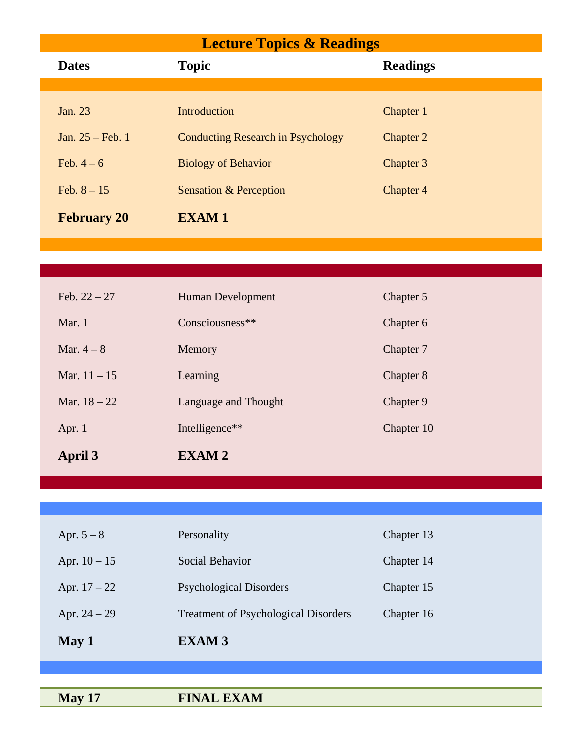## Lecture Topics & Readings

| Dates | Topic | Readings |
|---|---|---|
| Jan. 23 | Introduction | Chapter 1 |
| Jan. 25 – Feb. 1 | Conducting Research in Psychology | Chapter 2 |
| Feb. 4 – 6 | Biology of Behavior | Chapter 3 |
| Feb. 8 – 15 | Sensation & Perception | Chapter 4 |
| **February 20** | **EXAM 1** | |
| Feb. 22 – 27 | Human Development | Chapter 5 |
| Mar. 1 | Consciousness** | Chapter 6 |
| Mar. 4 – 8 | Memory | Chapter 7 |
| Mar. 11 – 15 | Learning | Chapter 8 |
| Mar. 18 – 22 | Language and Thought | Chapter 9 |
| Apr. 1 | Intelligence** | Chapter 10 |
| **April 3** | **EXAM 2** | |
| Apr. 5 – 8 | Personality | Chapter 13 |
| Apr. 10 – 15 | Social Behavior | Chapter 14 |
| Apr. 17 – 22 | Psychological Disorders | Chapter 15 |
| Apr. 24 – 29 | Treatment of Psychological Disorders | Chapter 16 |
| **May 1** | **EXAM 3** | |
| **May 17** | **FINAL EXAM** | |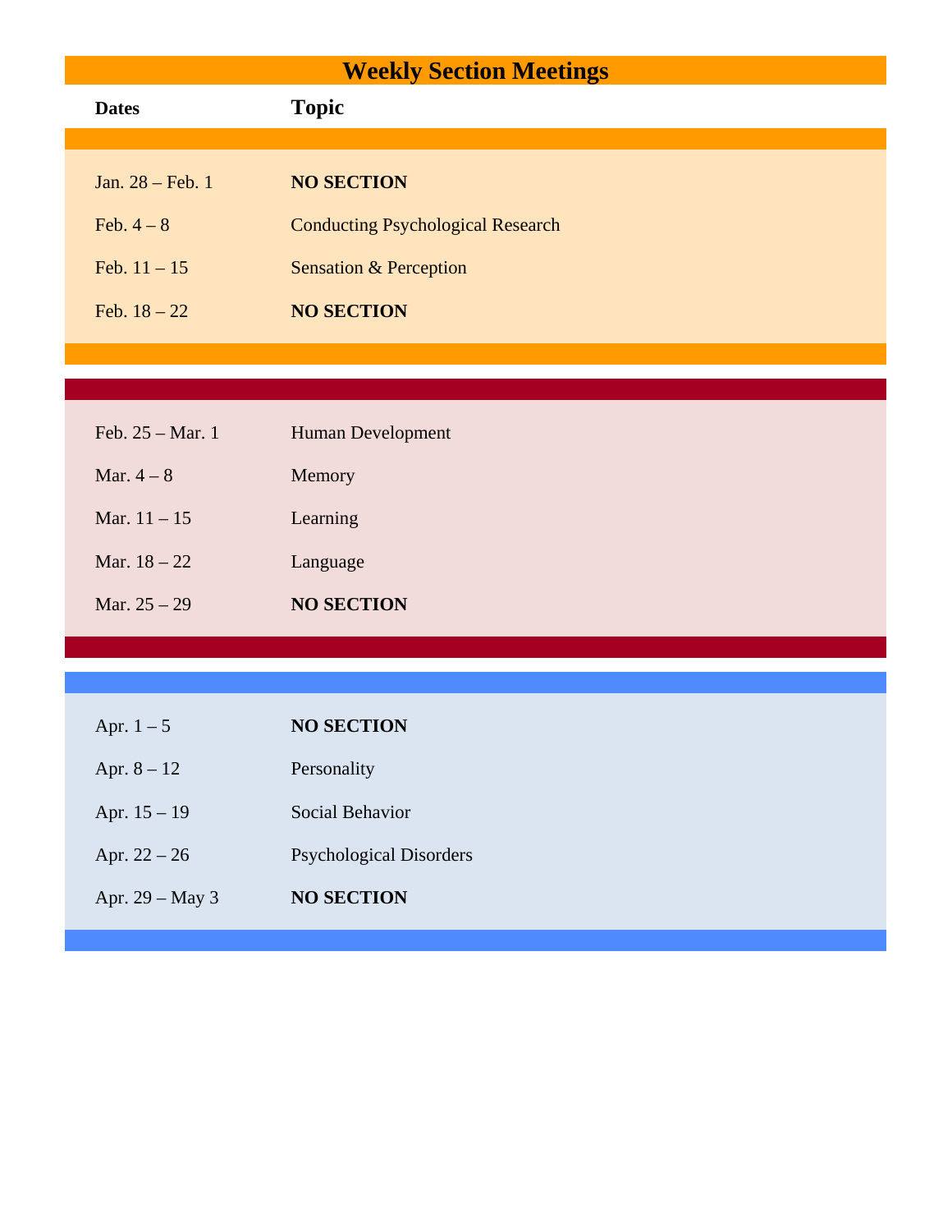## Weekly Section Meetings

| Dates | Topic |
|---|---|
| Jan. 28 – Feb. 1 | **NO SECTION** |
| Feb. 4 – 8 | Conducting Psychological Research |
| Feb. 11 – 15 | Sensation & Perception |
| Feb. 18 – 22 | **NO SECTION** |
| Feb. 25 – Mar. 1 | Human Development |
| Mar. 4 – 8 | Memory |
| Mar. 11 – 15 | Learning |
| Mar. 18 – 22 | Language |
| Mar. 25 – 29 | **NO SECTION** |
| Apr. 1 – 5 | **NO SECTION** |
| Apr. 8 – 12 | Personality |
| Apr. 15 – 19 | Social Behavior |
| Apr. 22 – 26 | Psychological Disorders |
| Apr. 29 – May 3 | **NO SECTION** |